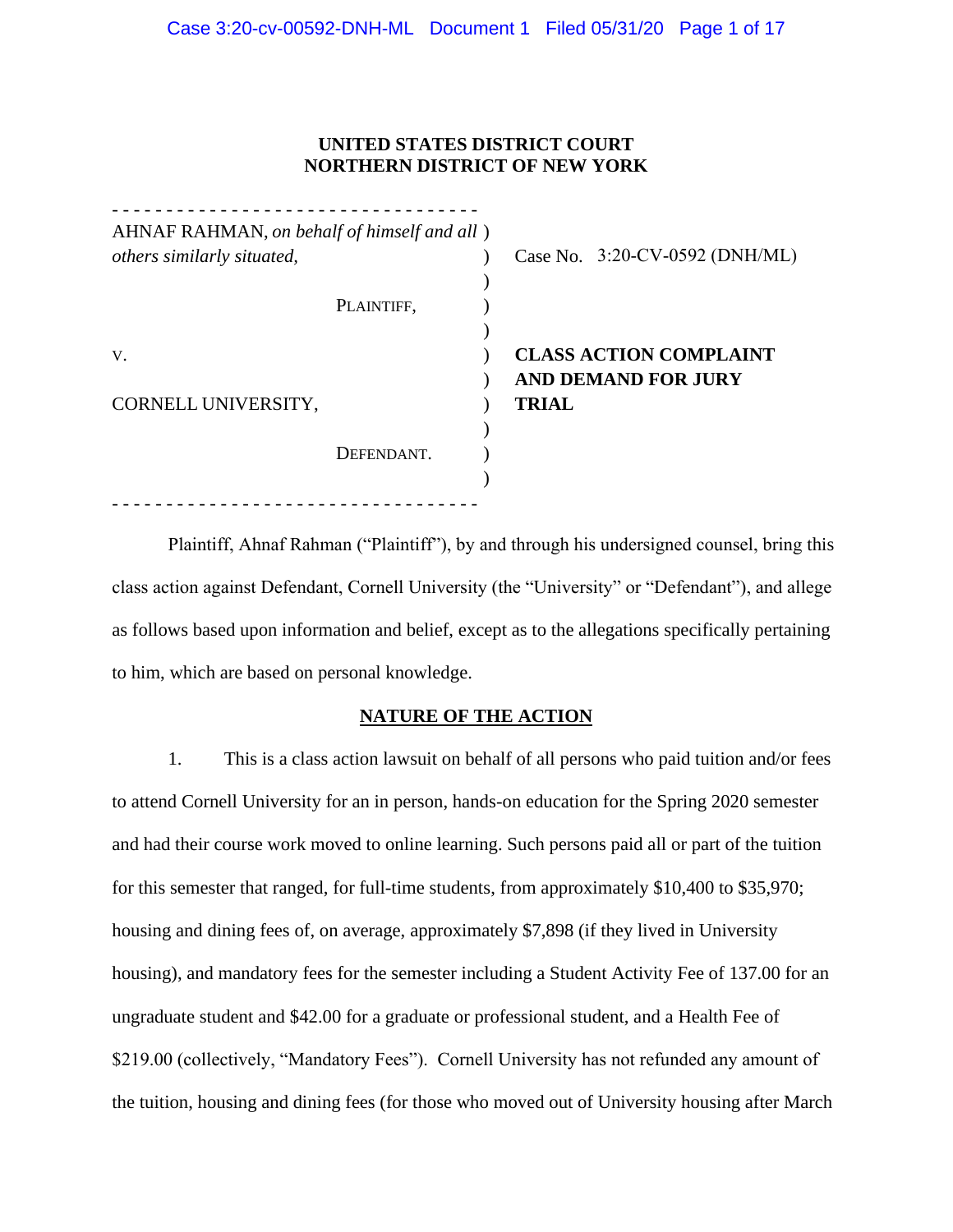**UNITED STATES DISTRICT COURT**
**NORTHERN DISTRICT OF NEW YORK**

| | | |
|---|---|---|
| AHNAF RAHMAN, *on behalf of himself and all others similarly situated,* | ) | Case No. 3:20-CV-0592 (DNH/ML) |
| PLAINTIFF, | ) | |
| v. | ) | **CLASS ACTION COMPLAINT AND DEMAND FOR JURY TRIAL** |
| CORNELL UNIVERSITY, | ) | |
| DEFENDANT. | ) | |

Plaintiff, Ahnaf Rahman ("Plaintiff"), by and through his undersigned counsel, bring this class action against Defendant, Cornell University (the "University" or "Defendant"), and allege as follows based upon information and belief, except as to the allegations specifically pertaining to him, which are based on personal knowledge.

## NATURE OF THE ACTION

1. This is a class action lawsuit on behalf of all persons who paid tuition and/or fees to attend Cornell University for an in person, hands-on education for the Spring 2020 semester and had their course work moved to online learning. Such persons paid all or part of the tuition for this semester that ranged, for full-time students, from approximately $10,400 to $35,970; housing and dining fees of, on average, approximately $7,898 (if they lived in University housing), and mandatory fees for the semester including a Student Activity Fee of 137.00 for an ungraduate student and $42.00 for a graduate or professional student, and a Health Fee of $219.00 (collectively, "Mandatory Fees"). Cornell University has not refunded any amount of the tuition, housing and dining fees (for those who moved out of University housing after March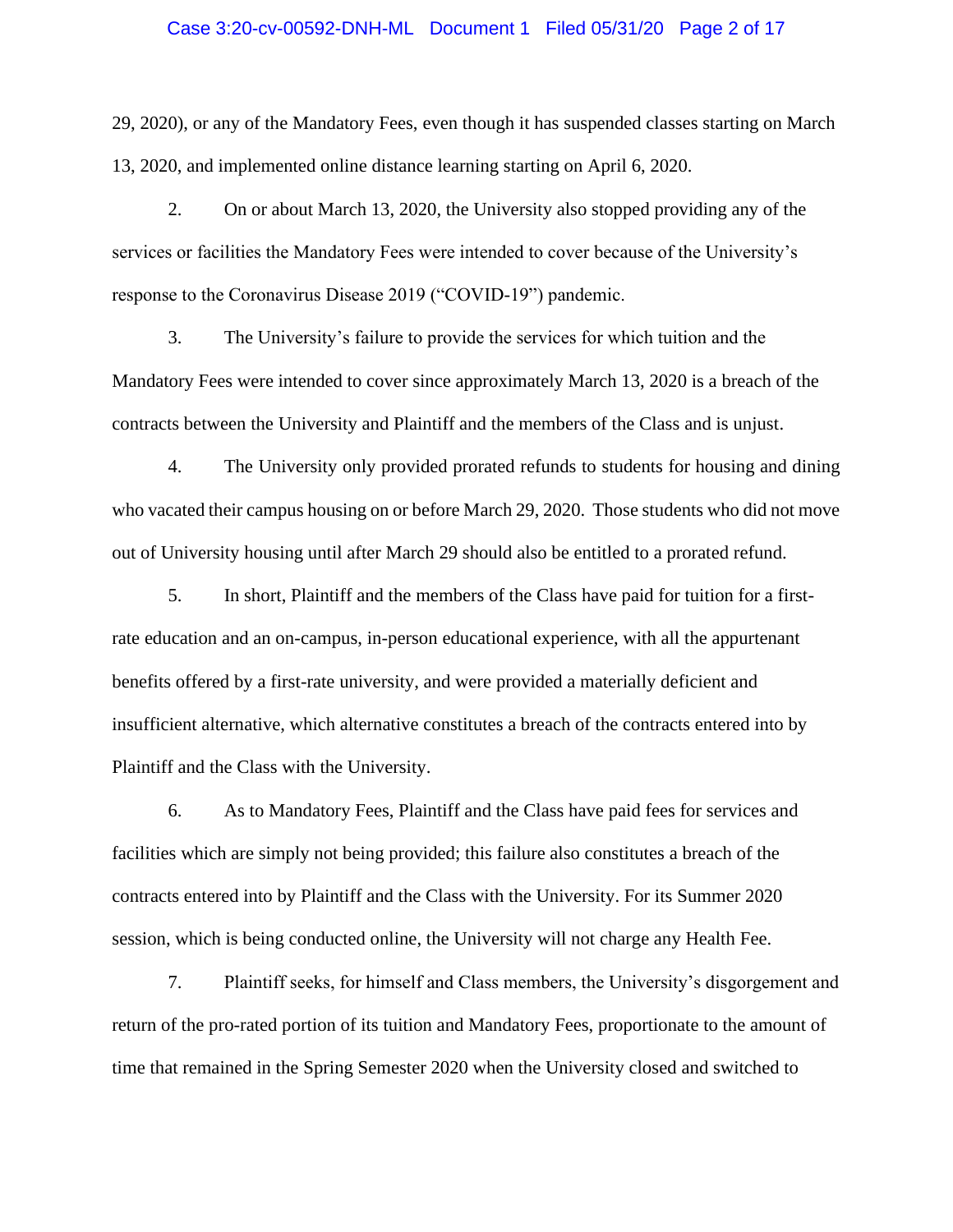29, 2020), or any of the Mandatory Fees, even though it has suspended classes starting on March 13, 2020, and implemented online distance learning starting on April 6, 2020.

2. On or about March 13, 2020, the University also stopped providing any of the services or facilities the Mandatory Fees were intended to cover because of the University's response to the Coronavirus Disease 2019 ("COVID-19") pandemic.

3. The University's failure to provide the services for which tuition and the Mandatory Fees were intended to cover since approximately March 13, 2020 is a breach of the contracts between the University and Plaintiff and the members of the Class and is unjust.

4. The University only provided prorated refunds to students for housing and dining who vacated their campus housing on or before March 29, 2020. Those students who did not move out of University housing until after March 29 should also be entitled to a prorated refund.

5. In short, Plaintiff and the members of the Class have paid for tuition for a first-rate education and an on-campus, in-person educational experience, with all the appurtenant benefits offered by a first-rate university, and were provided a materially deficient and insufficient alternative, which alternative constitutes a breach of the contracts entered into by Plaintiff and the Class with the University.

6. As to Mandatory Fees, Plaintiff and the Class have paid fees for services and facilities which are simply not being provided; this failure also constitutes a breach of the contracts entered into by Plaintiff and the Class with the University. For its Summer 2020 session, which is being conducted online, the University will not charge any Health Fee.

7. Plaintiff seeks, for himself and Class members, the University's disgorgement and return of the pro-rated portion of its tuition and Mandatory Fees, proportionate to the amount of time that remained in the Spring Semester 2020 when the University closed and switched to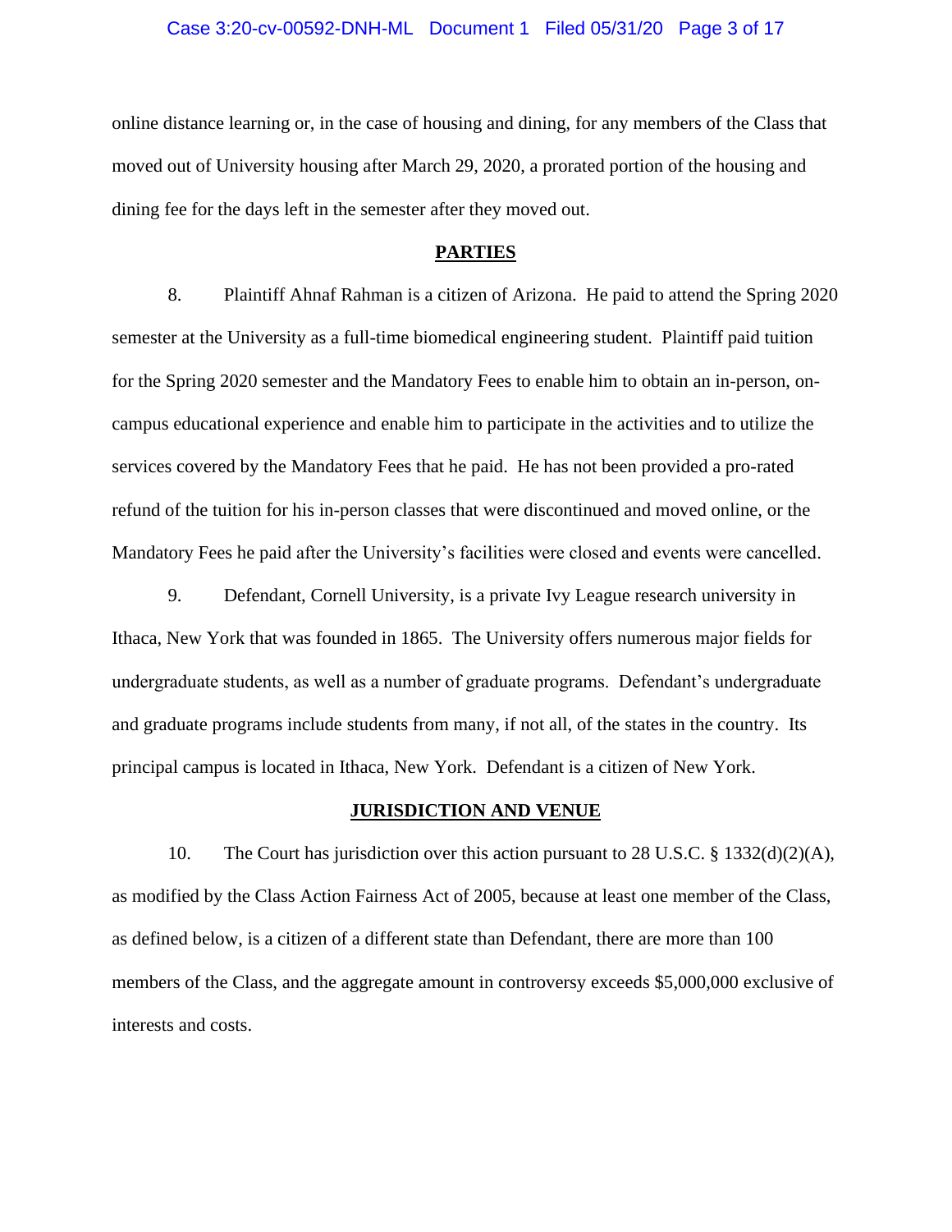online distance learning or, in the case of housing and dining, for any members of the Class that moved out of University housing after March 29, 2020, a prorated portion of the housing and dining fee for the days left in the semester after they moved out.

## PARTIES

8. Plaintiff Ahnaf Rahman is a citizen of Arizona. He paid to attend the Spring 2020 semester at the University as a full-time biomedical engineering student. Plaintiff paid tuition for the Spring 2020 semester and the Mandatory Fees to enable him to obtain an in-person, on-campus educational experience and enable him to participate in the activities and to utilize the services covered by the Mandatory Fees that he paid. He has not been provided a pro-rated refund of the tuition for his in-person classes that were discontinued and moved online, or the Mandatory Fees he paid after the University's facilities were closed and events were cancelled.

9. Defendant, Cornell University, is a private Ivy League research university in Ithaca, New York that was founded in 1865. The University offers numerous major fields for undergraduate students, as well as a number of graduate programs. Defendant's undergraduate and graduate programs include students from many, if not all, of the states in the country. Its principal campus is located in Ithaca, New York. Defendant is a citizen of New York.

## JURISDICTION AND VENUE

10. The Court has jurisdiction over this action pursuant to 28 U.S.C. § 1332(d)(2)(A), as modified by the Class Action Fairness Act of 2005, because at least one member of the Class, as defined below, is a citizen of a different state than Defendant, there are more than 100 members of the Class, and the aggregate amount in controversy exceeds $5,000,000 exclusive of interests and costs.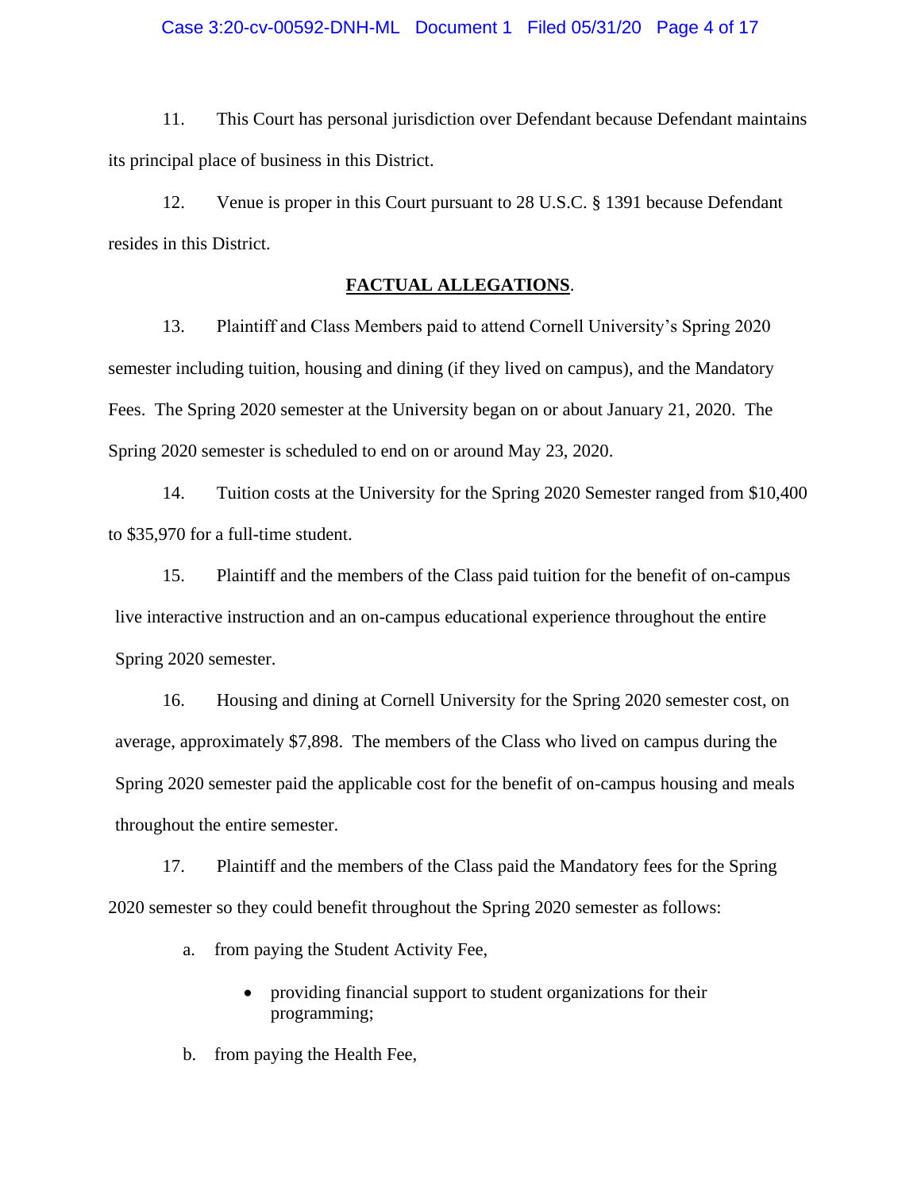11. This Court has personal jurisdiction over Defendant because Defendant maintains its principal place of business in this District.

12. Venue is proper in this Court pursuant to 28 U.S.C. § 1391 because Defendant resides in this District.

## FACTUAL ALLEGATIONS.

13. Plaintiff and Class Members paid to attend Cornell University's Spring 2020 semester including tuition, housing and dining (if they lived on campus), and the Mandatory Fees. The Spring 2020 semester at the University began on or about January 21, 2020. The Spring 2020 semester is scheduled to end on or around May 23, 2020.

14. Tuition costs at the University for the Spring 2020 Semester ranged from $10,400 to $35,970 for a full-time student.

15. Plaintiff and the members of the Class paid tuition for the benefit of on-campus live interactive instruction and an on-campus educational experience throughout the entire Spring 2020 semester.

16. Housing and dining at Cornell University for the Spring 2020 semester cost, on average, approximately $7,898. The members of the Class who lived on campus during the Spring 2020 semester paid the applicable cost for the benefit of on-campus housing and meals throughout the entire semester.

17. Plaintiff and the members of the Class paid the Mandatory fees for the Spring 2020 semester so they could benefit throughout the Spring 2020 semester as follows:

a. from paying the Student Activity Fee,

- providing financial support to student organizations for their programming;

b. from paying the Health Fee,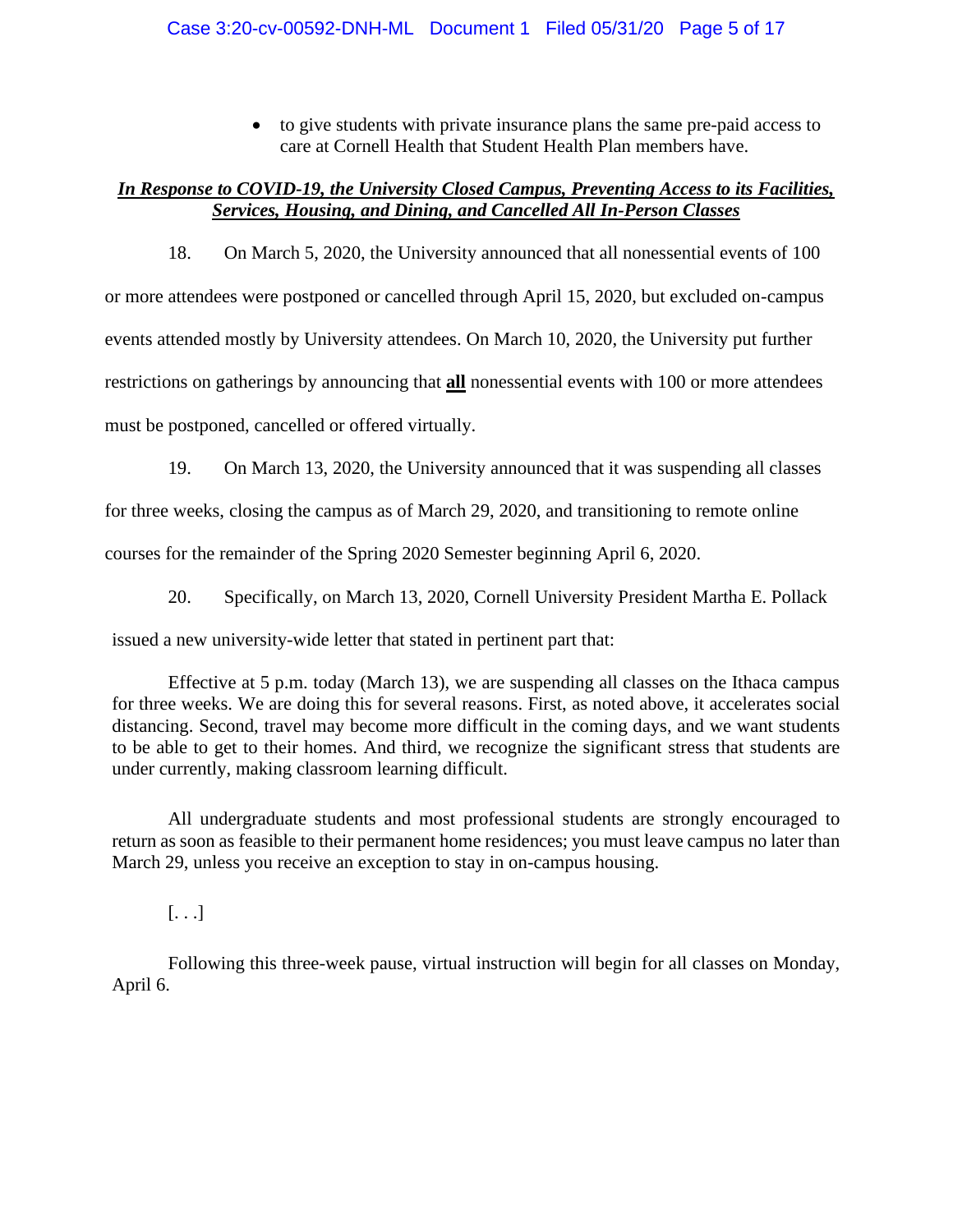- to give students with private insurance plans the same pre-paid access to care at Cornell Health that Student Health Plan members have.

***<u>In Response to COVID-19, the University Closed Campus, Preventing Access to its Facilities, Services, Housing, and Dining, and Cancelled All In-Person Classes</u>***

18. On March 5, 2020, the University announced that all nonessential events of 100 or more attendees were postponed or cancelled through April 15, 2020, but excluded on-campus events attended mostly by University attendees. On March 10, 2020, the University put further restrictions on gatherings by announcing that **<u>all</u>** nonessential events with 100 or more attendees must be postponed, cancelled or offered virtually.

19. On March 13, 2020, the University announced that it was suspending all classes for three weeks, closing the campus as of March 29, 2020, and transitioning to remote online courses for the remainder of the Spring 2020 Semester beginning April 6, 2020.

20. Specifically, on March 13, 2020, Cornell University President Martha E. Pollack issued a new university-wide letter that stated in pertinent part that:

> Effective at 5 p.m. today (March 13), we are suspending all classes on the Ithaca campus for three weeks. We are doing this for several reasons. First, as noted above, it accelerates social distancing. Second, travel may become more difficult in the coming days, and we want students to be able to get to their homes. And third, we recognize the significant stress that students are under currently, making classroom learning difficult.
>
> All undergraduate students and most professional students are strongly encouraged to return as soon as feasible to their permanent home residences; you must leave campus no later than March 29, unless you receive an exception to stay in on-campus housing.
>
> [. . .]
>
> Following this three-week pause, virtual instruction will begin for all classes on Monday, April 6.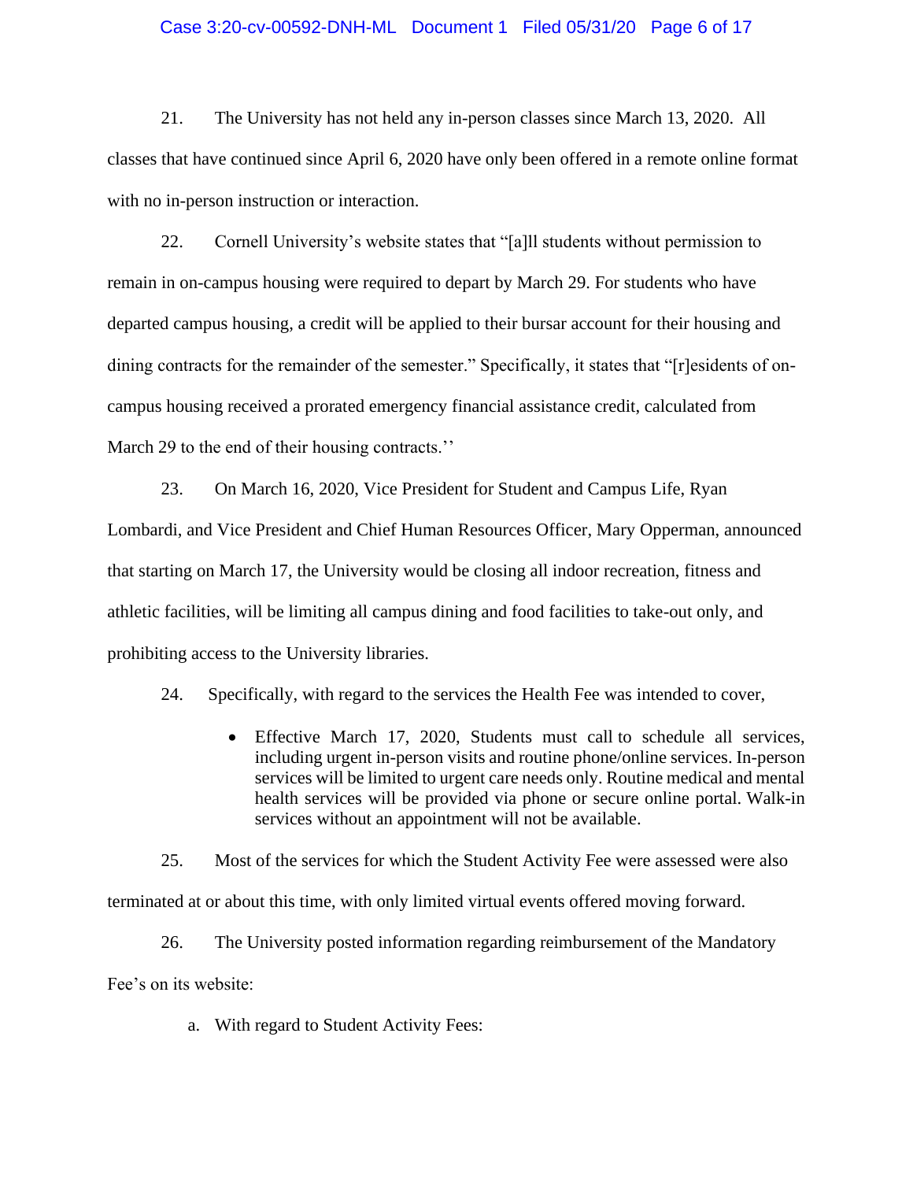21. The University has not held any in-person classes since March 13, 2020. All classes that have continued since April 6, 2020 have only been offered in a remote online format with no in-person instruction or interaction.

22. Cornell University's website states that "[a]ll students without permission to remain in on-campus housing were required to depart by March 29. For students who have departed campus housing, a credit will be applied to their bursar account for their housing and dining contracts for the remainder of the semester." Specifically, it states that "[r]esidents of on-campus housing received a prorated emergency financial assistance credit, calculated from March 29 to the end of their housing contracts.''

23. On March 16, 2020, Vice President for Student and Campus Life, Ryan Lombardi, and Vice President and Chief Human Resources Officer, Mary Opperman, announced that starting on March 17, the University would be closing all indoor recreation, fitness and athletic facilities, will be limiting all campus dining and food facilities to take-out only, and prohibiting access to the University libraries.

24. Specifically, with regard to the services the Health Fee was intended to cover,

- Effective March 17, 2020, Students must call to schedule all services, including urgent in-person visits and routine phone/online services. In-person services will be limited to urgent care needs only. Routine medical and mental health services will be provided via phone or secure online portal. Walk-in services without an appointment will not be available.

25. Most of the services for which the Student Activity Fee were assessed were also terminated at or about this time, with only limited virtual events offered moving forward.

26. The University posted information regarding reimbursement of the Mandatory Fee's on its website:

a. With regard to Student Activity Fees: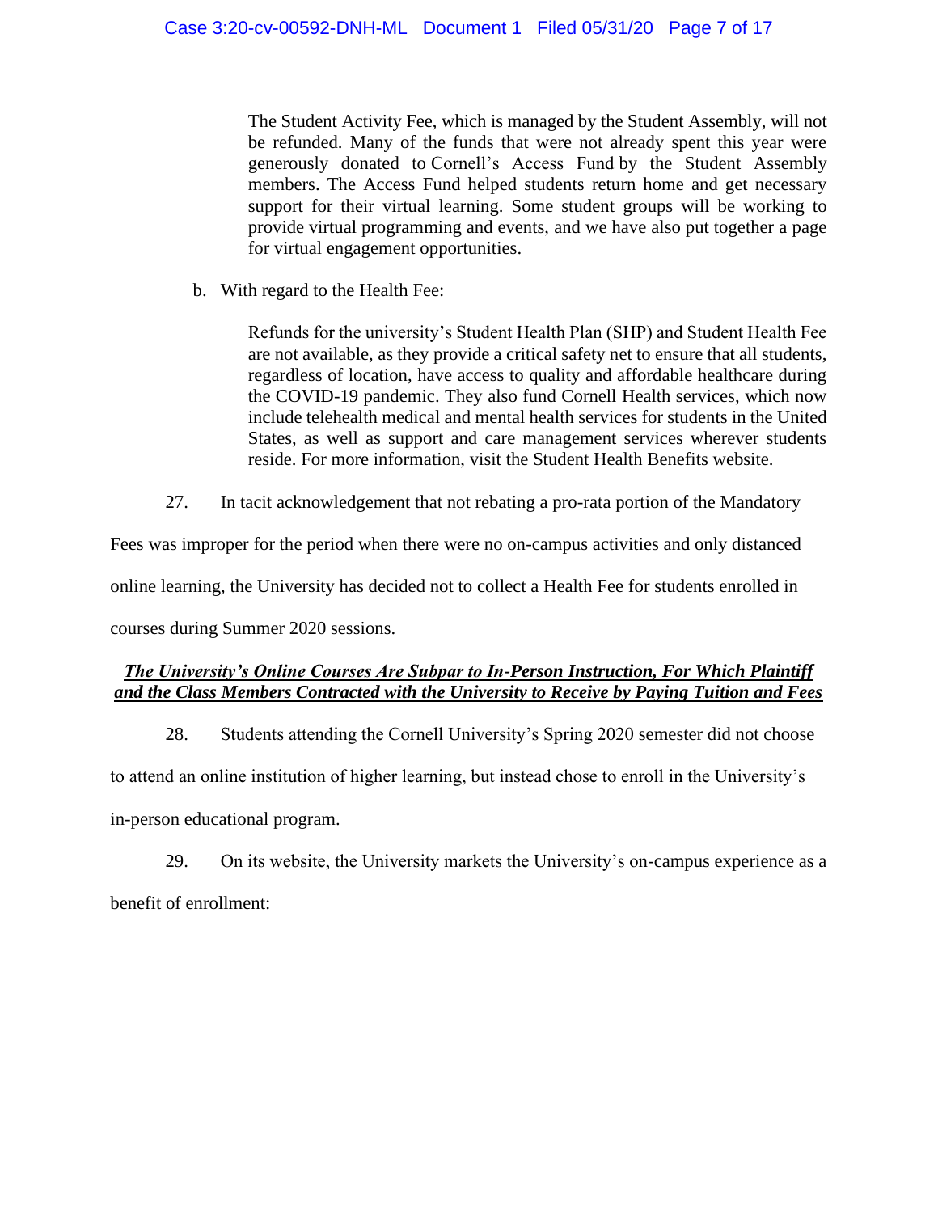> The Student Activity Fee, which is managed by the Student Assembly, will not be refunded. Many of the funds that were not already spent this year were generously donated to Cornell's Access Fund by the Student Assembly members. The Access Fund helped students return home and get necessary support for their virtual learning. Some student groups will be working to provide virtual programming and events, and we have also put together a page for virtual engagement opportunities.

b. With regard to the Health Fee:

> Refunds for the university's Student Health Plan (SHP) and Student Health Fee are not available, as they provide a critical safety net to ensure that all students, regardless of location, have access to quality and affordable healthcare during the COVID-19 pandemic. They also fund Cornell Health services, which now include telehealth medical and mental health services for students in the United States, as well as support and care management services wherever students reside. For more information, visit the Student Health Benefits website.

27. In tacit acknowledgement that not rebating a pro-rata portion of the Mandatory Fees was improper for the period when there were no on-campus activities and only distanced online learning, the University has decided not to collect a Health Fee for students enrolled in courses during Summer 2020 sessions.

***<u>The University's Online Courses Are Subpar to In-Person Instruction, For Which Plaintiff and the Class Members Contracted with the University to Receive by Paying Tuition and Fees</u>***

28. Students attending the Cornell University's Spring 2020 semester did not choose to attend an online institution of higher learning, but instead chose to enroll in the University's in-person educational program.

29. On its website, the University markets the University's on-campus experience as a benefit of enrollment: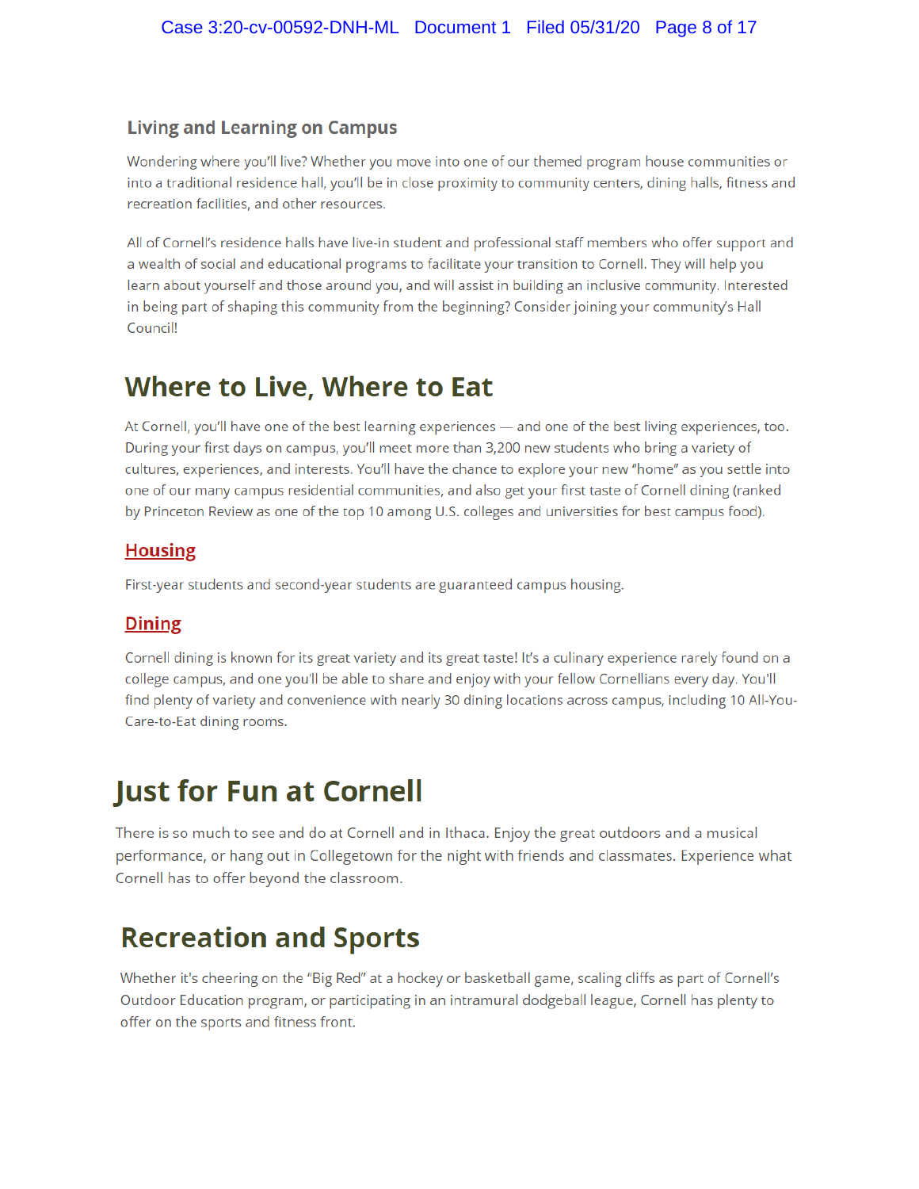### Living and Learning on Campus

Wondering where you'll live? Whether you move into one of our themed program house communities or into a traditional residence hall, you'll be in close proximity to community centers, dining halls, fitness and recreation facilities, and other resources.

All of Cornell's residence halls have live-in student and professional staff members who offer support and a wealth of social and educational programs to facilitate your transition to Cornell. They will help you learn about yourself and those around you, and will assist in building an inclusive community. Interested in being part of shaping this community from the beginning? Consider joining your community's Hall Council!

## Where to Live, Where to Eat

At Cornell, you'll have one of the best learning experiences — and one of the best living experiences, too. During your first days on campus, you'll meet more than 3,200 new students who bring a variety of cultures, experiences, and interests. You'll have the chance to explore your new "home" as you settle into one of our many campus residential communities, and also get your first taste of Cornell dining (ranked by Princeton Review as one of the top 10 among U.S. colleges and universities for best campus food).

### Housing

First-year students and second-year students are guaranteed campus housing.

### Dining

Cornell dining is known for its great variety and its great taste! It's a culinary experience rarely found on a college campus, and one you'll be able to share and enjoy with your fellow Cornellians every day. You'll find plenty of variety and convenience with nearly 30 dining locations across campus, including 10 All-You-Care-to-Eat dining rooms.

## Just for Fun at Cornell

There is so much to see and do at Cornell and in Ithaca. Enjoy the great outdoors and a musical performance, or hang out in Collegetown for the night with friends and classmates. Experience what Cornell has to offer beyond the classroom.

## Recreation and Sports

Whether it's cheering on the "Big Red" at a hockey or basketball game, scaling cliffs as part of Cornell's Outdoor Education program, or participating in an intramural dodgeball league, Cornell has plenty to offer on the sports and fitness front.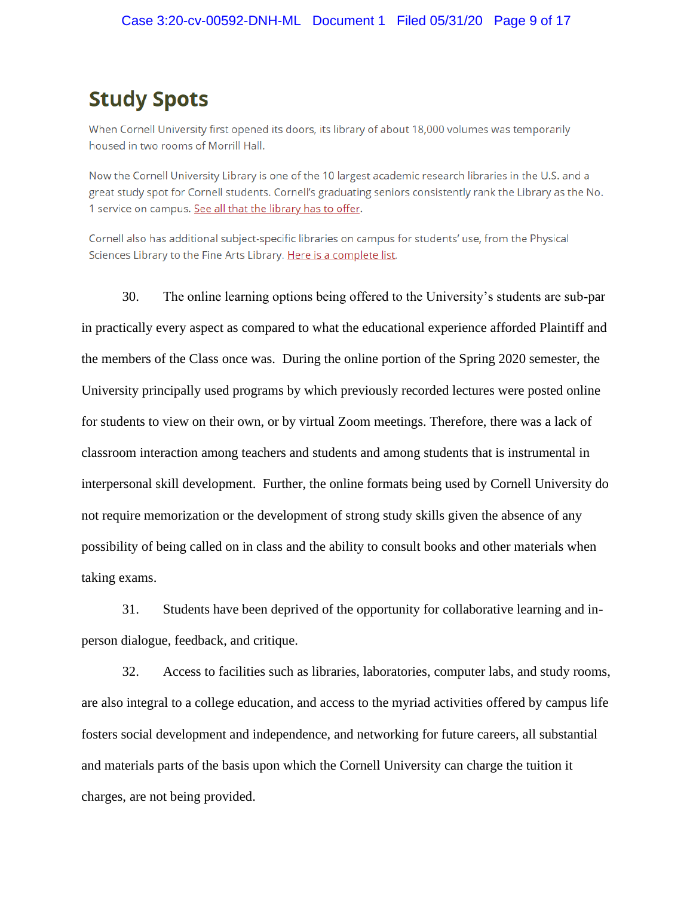## Study Spots

When Cornell University first opened its doors, its library of about 18,000 volumes was temporarily housed in two rooms of Morrill Hall.

Now the Cornell University Library is one of the 10 largest academic research libraries in the U.S. and a great study spot for Cornell students. Cornell's graduating seniors consistently rank the Library as the No. 1 service on campus. See all that the library has to offer.

Cornell also has additional subject-specific libraries on campus for students' use, from the Physical Sciences Library to the Fine Arts Library. Here is a complete list.

30. The online learning options being offered to the University's students are sub-par in practically every aspect as compared to what the educational experience afforded Plaintiff and the members of the Class once was. During the online portion of the Spring 2020 semester, the University principally used programs by which previously recorded lectures were posted online for students to view on their own, or by virtual Zoom meetings. Therefore, there was a lack of classroom interaction among teachers and students and among students that is instrumental in interpersonal skill development. Further, the online formats being used by Cornell University do not require memorization or the development of strong study skills given the absence of any possibility of being called on in class and the ability to consult books and other materials when taking exams.

31. Students have been deprived of the opportunity for collaborative learning and in-person dialogue, feedback, and critique.

32. Access to facilities such as libraries, laboratories, computer labs, and study rooms, are also integral to a college education, and access to the myriad activities offered by campus life fosters social development and independence, and networking for future careers, all substantial and materials parts of the basis upon which the Cornell University can charge the tuition it charges, are not being provided.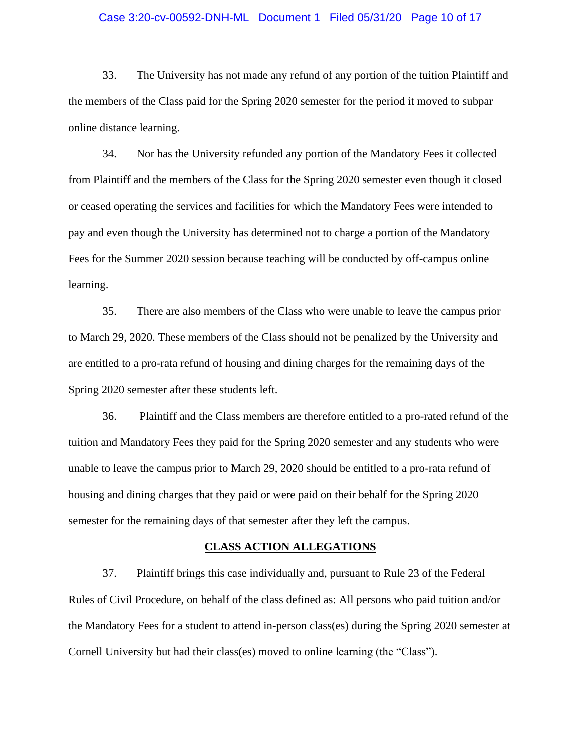33. The University has not made any refund of any portion of the tuition Plaintiff and the members of the Class paid for the Spring 2020 semester for the period it moved to subpar online distance learning.

34. Nor has the University refunded any portion of the Mandatory Fees it collected from Plaintiff and the members of the Class for the Spring 2020 semester even though it closed or ceased operating the services and facilities for which the Mandatory Fees were intended to pay and even though the University has determined not to charge a portion of the Mandatory Fees for the Summer 2020 session because teaching will be conducted by off-campus online learning.

35. There are also members of the Class who were unable to leave the campus prior to March 29, 2020. These members of the Class should not be penalized by the University and are entitled to a pro-rata refund of housing and dining charges for the remaining days of the Spring 2020 semester after these students left.

36. Plaintiff and the Class members are therefore entitled to a pro-rated refund of the tuition and Mandatory Fees they paid for the Spring 2020 semester and any students who were unable to leave the campus prior to March 29, 2020 should be entitled to a pro-rata refund of housing and dining charges that they paid or were paid on their behalf for the Spring 2020 semester for the remaining days of that semester after they left the campus.

## CLASS ACTION ALLEGATIONS

37. Plaintiff brings this case individually and, pursuant to Rule 23 of the Federal Rules of Civil Procedure, on behalf of the class defined as: All persons who paid tuition and/or the Mandatory Fees for a student to attend in-person class(es) during the Spring 2020 semester at Cornell University but had their class(es) moved to online learning (the "Class").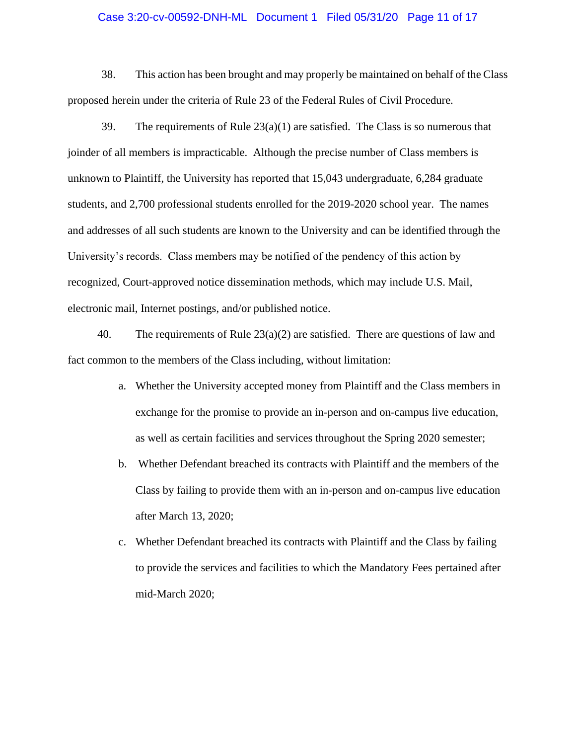38. This action has been brought and may properly be maintained on behalf of the Class proposed herein under the criteria of Rule 23 of the Federal Rules of Civil Procedure.

39. The requirements of Rule 23(a)(1) are satisfied. The Class is so numerous that joinder of all members is impracticable. Although the precise number of Class members is unknown to Plaintiff, the University has reported that 15,043 undergraduate, 6,284 graduate students, and 2,700 professional students enrolled for the 2019-2020 school year. The names and addresses of all such students are known to the University and can be identified through the University's records. Class members may be notified of the pendency of this action by recognized, Court-approved notice dissemination methods, which may include U.S. Mail, electronic mail, Internet postings, and/or published notice.

40. The requirements of Rule 23(a)(2) are satisfied. There are questions of law and fact common to the members of the Class including, without limitation:

a. Whether the University accepted money from Plaintiff and the Class members in exchange for the promise to provide an in-person and on-campus live education, as well as certain facilities and services throughout the Spring 2020 semester;

b. Whether Defendant breached its contracts with Plaintiff and the members of the Class by failing to provide them with an in-person and on-campus live education after March 13, 2020;

c. Whether Defendant breached its contracts with Plaintiff and the Class by failing to provide the services and facilities to which the Mandatory Fees pertained after mid-March 2020;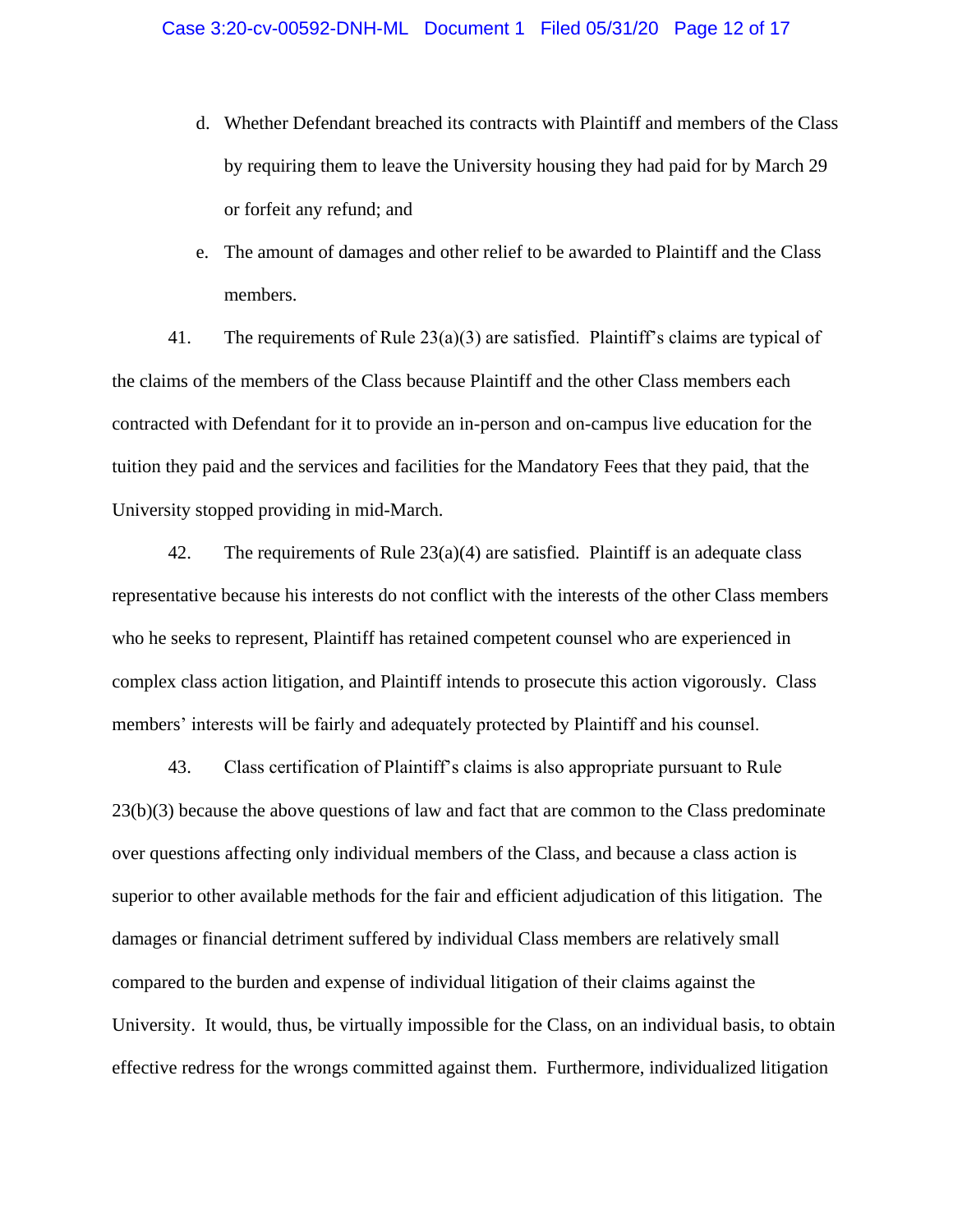d. Whether Defendant breached its contracts with Plaintiff and members of the Class by requiring them to leave the University housing they had paid for by March 29 or forfeit any refund; and

e. The amount of damages and other relief to be awarded to Plaintiff and the Class members.

41. The requirements of Rule 23(a)(3) are satisfied. Plaintiff's claims are typical of the claims of the members of the Class because Plaintiff and the other Class members each contracted with Defendant for it to provide an in-person and on-campus live education for the tuition they paid and the services and facilities for the Mandatory Fees that they paid, that the University stopped providing in mid-March.

42. The requirements of Rule 23(a)(4) are satisfied. Plaintiff is an adequate class representative because his interests do not conflict with the interests of the other Class members who he seeks to represent, Plaintiff has retained competent counsel who are experienced in complex class action litigation, and Plaintiff intends to prosecute this action vigorously. Class members' interests will be fairly and adequately protected by Plaintiff and his counsel.

43. Class certification of Plaintiff's claims is also appropriate pursuant to Rule 23(b)(3) because the above questions of law and fact that are common to the Class predominate over questions affecting only individual members of the Class, and because a class action is superior to other available methods for the fair and efficient adjudication of this litigation. The damages or financial detriment suffered by individual Class members are relatively small compared to the burden and expense of individual litigation of their claims against the University. It would, thus, be virtually impossible for the Class, on an individual basis, to obtain effective redress for the wrongs committed against them. Furthermore, individualized litigation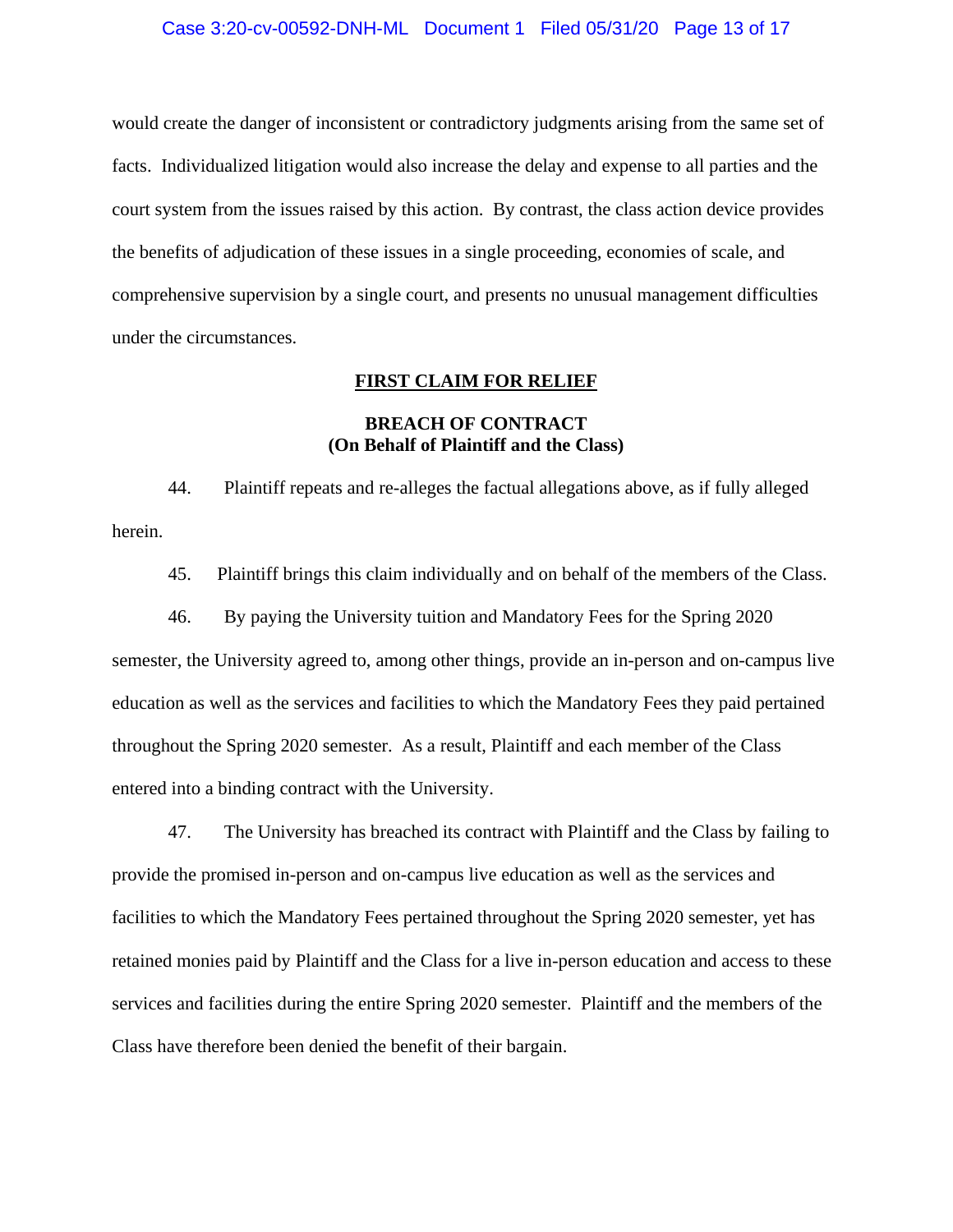would create the danger of inconsistent or contradictory judgments arising from the same set of facts. Individualized litigation would also increase the delay and expense to all parties and the court system from the issues raised by this action. By contrast, the class action device provides the benefits of adjudication of these issues in a single proceeding, economies of scale, and comprehensive supervision by a single court, and presents no unusual management difficulties under the circumstances.

## FIRST CLAIM FOR RELIEF

### BREACH OF CONTRACT
### (On Behalf of Plaintiff and the Class)

44. Plaintiff repeats and re-alleges the factual allegations above, as if fully alleged herein.

45. Plaintiff brings this claim individually and on behalf of the members of the Class.

46. By paying the University tuition and Mandatory Fees for the Spring 2020 semester, the University agreed to, among other things, provide an in-person and on-campus live education as well as the services and facilities to which the Mandatory Fees they paid pertained throughout the Spring 2020 semester. As a result, Plaintiff and each member of the Class entered into a binding contract with the University.

47. The University has breached its contract with Plaintiff and the Class by failing to provide the promised in-person and on-campus live education as well as the services and facilities to which the Mandatory Fees pertained throughout the Spring 2020 semester, yet has retained monies paid by Plaintiff and the Class for a live in-person education and access to these services and facilities during the entire Spring 2020 semester. Plaintiff and the members of the Class have therefore been denied the benefit of their bargain.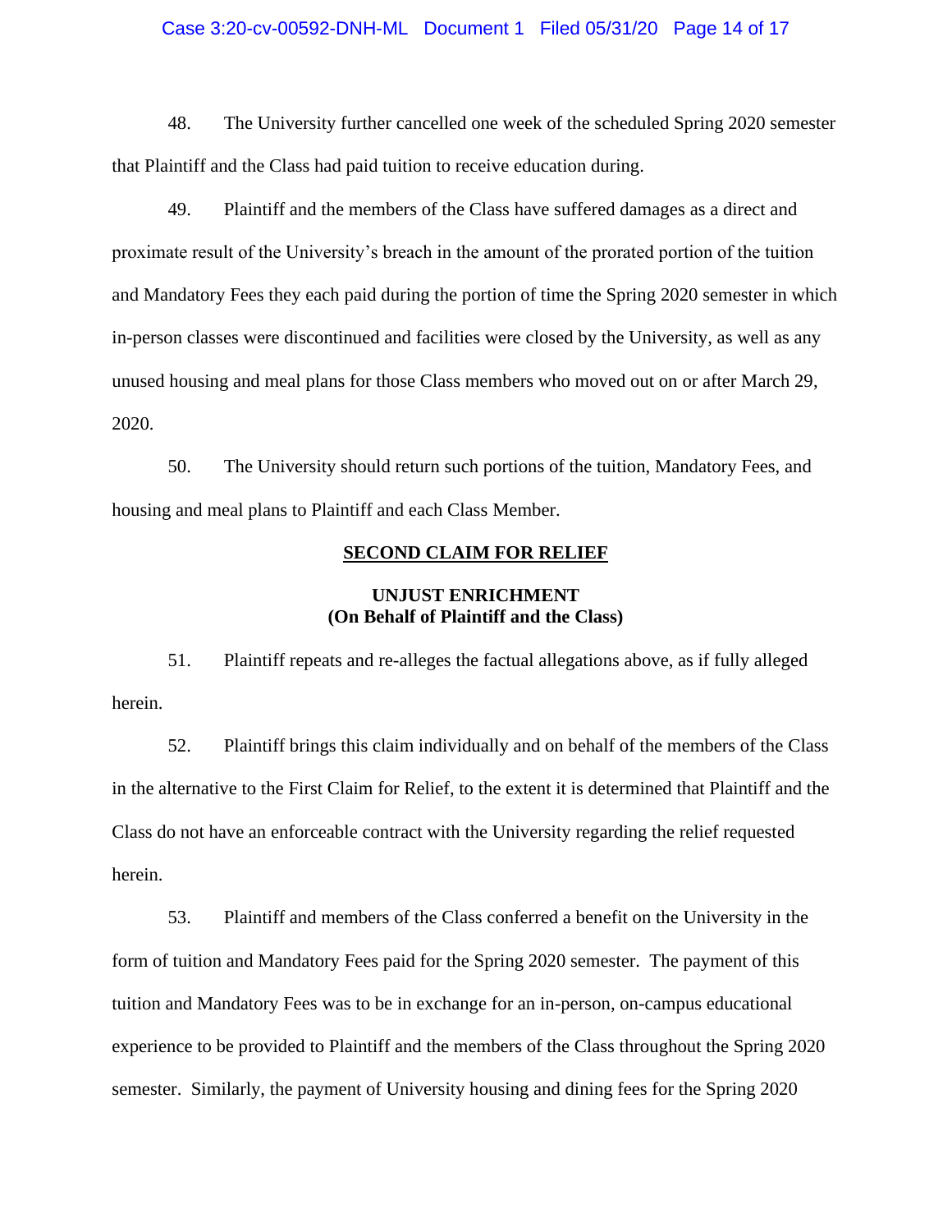48. The University further cancelled one week of the scheduled Spring 2020 semester that Plaintiff and the Class had paid tuition to receive education during.

49. Plaintiff and the members of the Class have suffered damages as a direct and proximate result of the University's breach in the amount of the prorated portion of the tuition and Mandatory Fees they each paid during the portion of time the Spring 2020 semester in which in-person classes were discontinued and facilities were closed by the University, as well as any unused housing and meal plans for those Class members who moved out on or after March 29, 2020.

50. The University should return such portions of the tuition, Mandatory Fees, and housing and meal plans to Plaintiff and each Class Member.

## SECOND CLAIM FOR RELIEF

### UNJUST ENRICHMENT
### (On Behalf of Plaintiff and the Class)

51. Plaintiff repeats and re-alleges the factual allegations above, as if fully alleged herein.

52. Plaintiff brings this claim individually and on behalf of the members of the Class in the alternative to the First Claim for Relief, to the extent it is determined that Plaintiff and the Class do not have an enforceable contract with the University regarding the relief requested herein.

53. Plaintiff and members of the Class conferred a benefit on the University in the form of tuition and Mandatory Fees paid for the Spring 2020 semester. The payment of this tuition and Mandatory Fees was to be in exchange for an in-person, on-campus educational experience to be provided to Plaintiff and the members of the Class throughout the Spring 2020 semester. Similarly, the payment of University housing and dining fees for the Spring 2020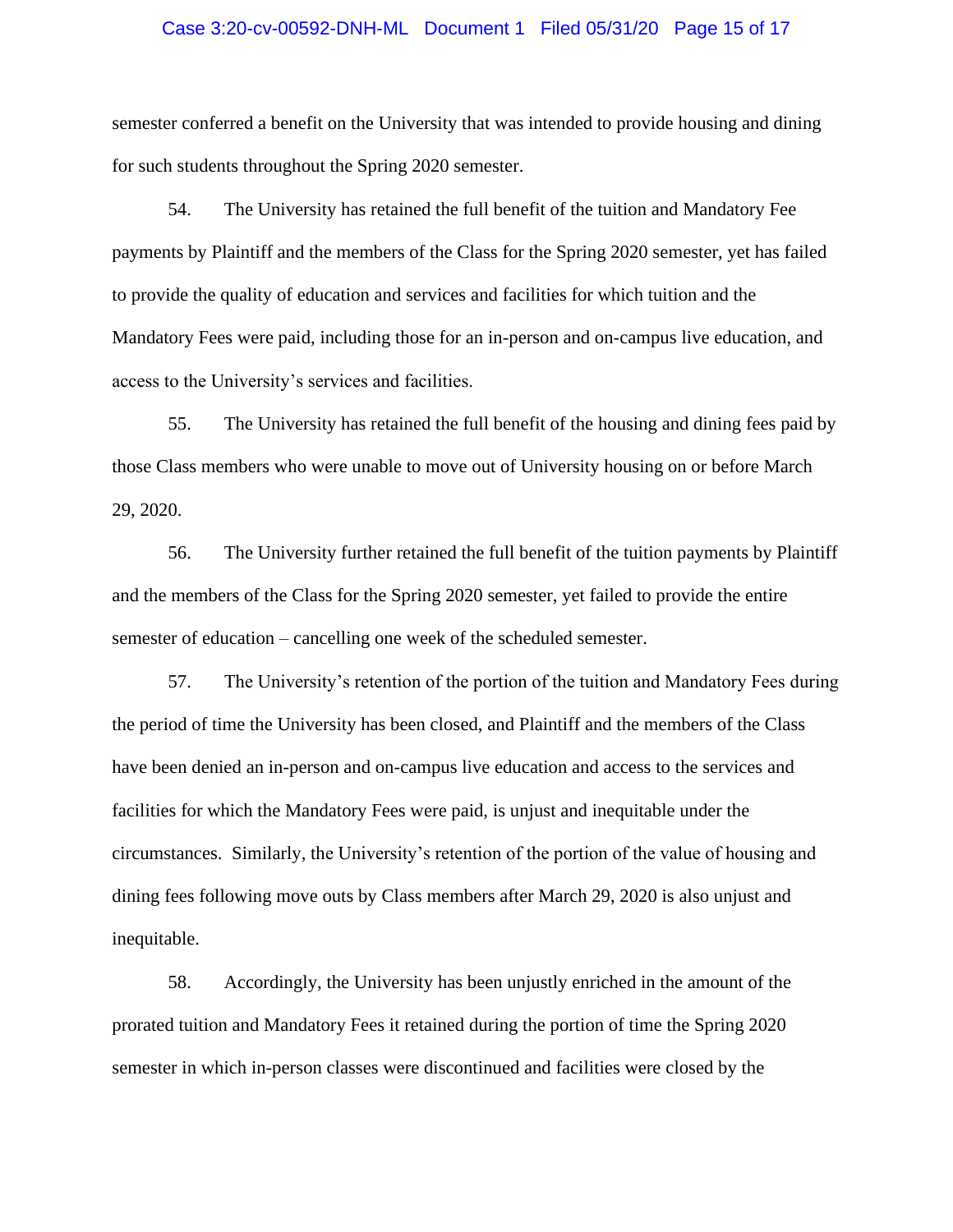semester conferred a benefit on the University that was intended to provide housing and dining for such students throughout the Spring 2020 semester.

54. The University has retained the full benefit of the tuition and Mandatory Fee payments by Plaintiff and the members of the Class for the Spring 2020 semester, yet has failed to provide the quality of education and services and facilities for which tuition and the Mandatory Fees were paid, including those for an in-person and on-campus live education, and access to the University's services and facilities.

55. The University has retained the full benefit of the housing and dining fees paid by those Class members who were unable to move out of University housing on or before March 29, 2020.

56. The University further retained the full benefit of the tuition payments by Plaintiff and the members of the Class for the Spring 2020 semester, yet failed to provide the entire semester of education – cancelling one week of the scheduled semester.

57. The University's retention of the portion of the tuition and Mandatory Fees during the period of time the University has been closed, and Plaintiff and the members of the Class have been denied an in-person and on-campus live education and access to the services and facilities for which the Mandatory Fees were paid, is unjust and inequitable under the circumstances. Similarly, the University's retention of the portion of the value of housing and dining fees following move outs by Class members after March 29, 2020 is also unjust and inequitable.

58. Accordingly, the University has been unjustly enriched in the amount of the prorated tuition and Mandatory Fees it retained during the portion of time the Spring 2020 semester in which in-person classes were discontinued and facilities were closed by the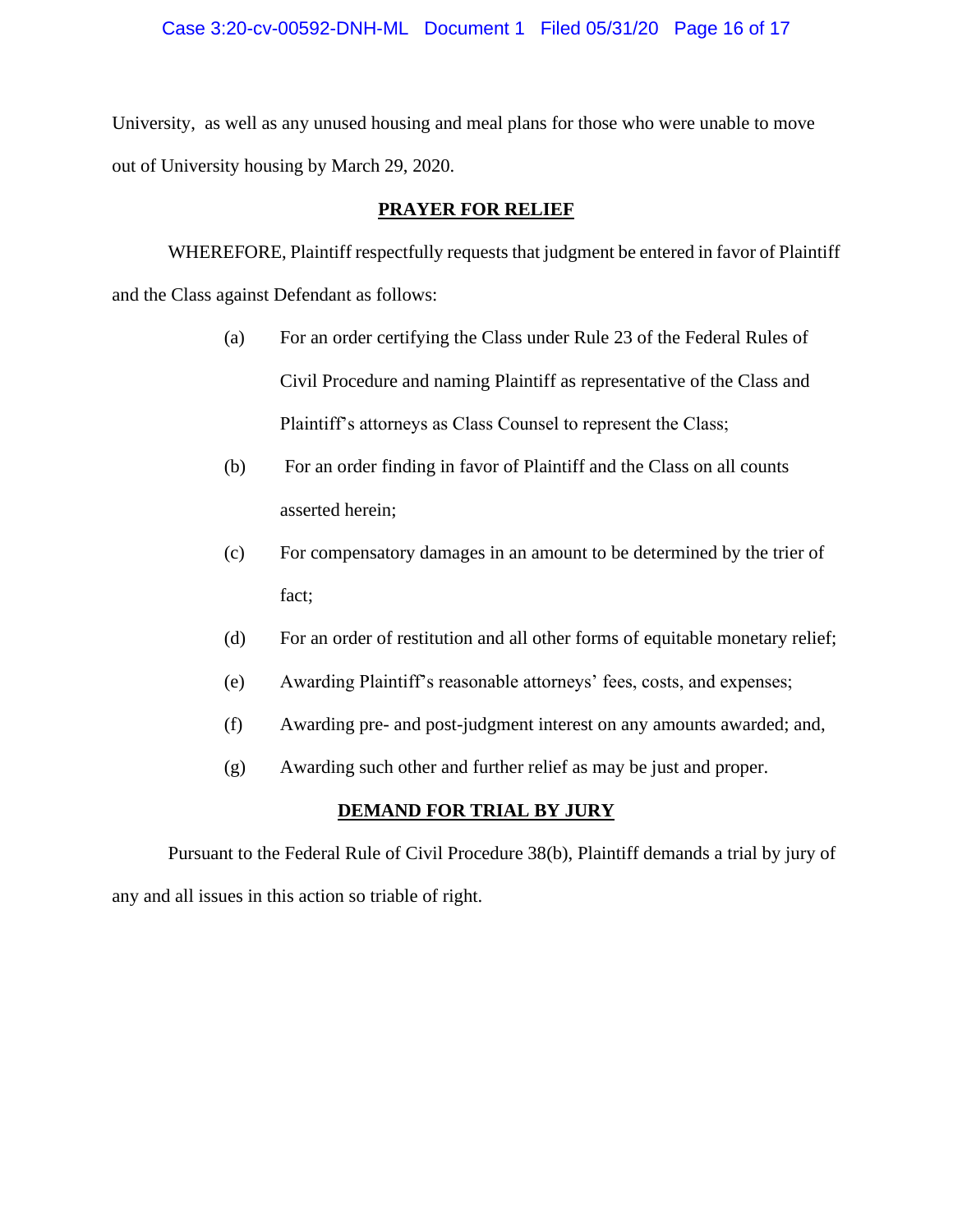University, as well as any unused housing and meal plans for those who were unable to move out of University housing by March 29, 2020.

## PRAYER FOR RELIEF

WHEREFORE, Plaintiff respectfully requests that judgment be entered in favor of Plaintiff and the Class against Defendant as follows:

(a) For an order certifying the Class under Rule 23 of the Federal Rules of Civil Procedure and naming Plaintiff as representative of the Class and Plaintiff's attorneys as Class Counsel to represent the Class;

(b) For an order finding in favor of Plaintiff and the Class on all counts asserted herein;

(c) For compensatory damages in an amount to be determined by the trier of fact;

(d) For an order of restitution and all other forms of equitable monetary relief;

(e) Awarding Plaintiff's reasonable attorneys' fees, costs, and expenses;

(f) Awarding pre- and post-judgment interest on any amounts awarded; and,

(g) Awarding such other and further relief as may be just and proper.

## DEMAND FOR TRIAL BY JURY

Pursuant to the Federal Rule of Civil Procedure 38(b), Plaintiff demands a trial by jury of any and all issues in this action so triable of right.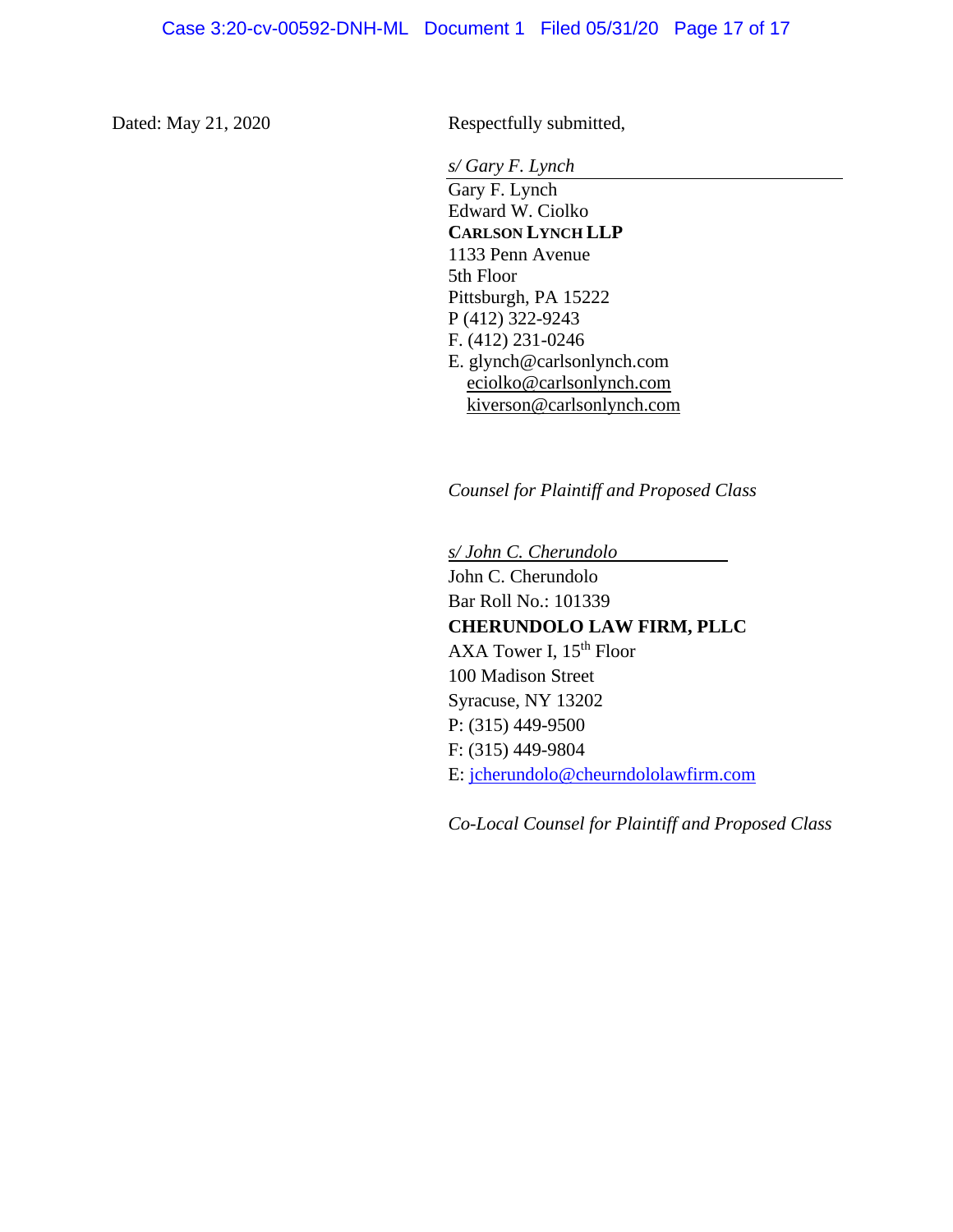Dated: May 21, 2020

Respectfully submitted,

*s/ Gary F. Lynch*
Gary F. Lynch
Edward W. Ciolko
**CARLSON LYNCH LLP**
1133 Penn Avenue
5th Floor
Pittsburgh, PA 15222
P (412) 322-9243
F. (412) 231-0246
E. glynch@carlsonlynch.com
eciolko@carlsonlynch.com
kiverson@carlsonlynch.com

*Counsel for Plaintiff and Proposed Class*

*s/ John C. Cherundolo*
John C. Cherundolo
Bar Roll No.: 101339
**CHERUNDOLO LAW FIRM, PLLC**
AXA Tower I, 15th Floor
100 Madison Street
Syracuse, NY 13202
P: (315) 449-9500
F: (315) 449-9804
E: jcherundolo@cheurndololawfirm.com

*Co-Local Counsel for Plaintiff and Proposed Class*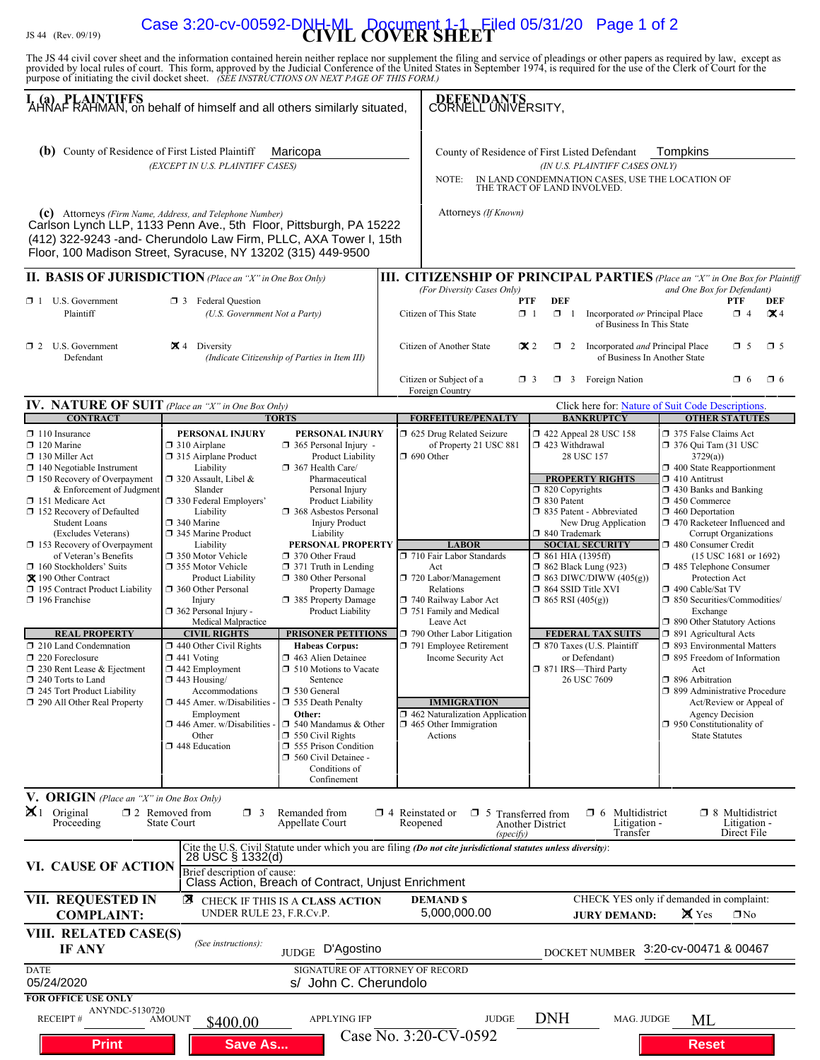JS 44 (Rev. 09/19)

# CIVIL COVER SHEET

The JS 44 civil cover sheet and the information contained herein neither replace nor supplement the filing and service of pleadings or other papers as required by law, except as provided by local rules of court. This form, approved by the Judicial Conference of the United States in September 1974, is required for the use of the Clerk of Court for the purpose of initiating the civil docket sheet. *(SEE INSTRUCTIONS ON NEXT PAGE OF THIS FORM.)*

## I. (a) PLAINTIFFS

AHNAF RAHMAN, on behalf of himself and all others similarly situated,

## DEFENDANTS

CORNELL UNIVERSITY,

**(b)** County of Residence of First Listed Plaintiff: Maricopa
*(EXCEPT IN U.S. PLAINTIFF CASES)*

County of Residence of First Listed Defendant: Tompkins
*(IN U.S. PLAINTIFF CASES ONLY)*

NOTE: IN LAND CONDEMNATION CASES, USE THE LOCATION OF THE TRACT OF LAND INVOLVED.

**(c)** Attorneys *(Firm Name, Address, and Telephone Number)*
Carlson Lynch LLP, 1133 Penn Ave., 5th Floor, Pittsburgh, PA 15222 (412) 322-9243 -and- Cherundolo Law Firm, PLLC, AXA Tower I, 15th Floor, 100 Madison Street, Syracuse, NY 13202 (315) 449-9500

Attorneys *(If Known)*

## II. BASIS OF JURISDICTION *(Place an "X" in One Box Only)*

- ☐ 1 U.S. Government Plaintiff
- ☐ 3 Federal Question *(U.S. Government Not a Party)*
- ☐ 2 U.S. Government Defendant
- ☒ 4 Diversity *(Indicate Citizenship of Parties in Item III)*

## III. CITIZENSHIP OF PRINCIPAL PARTIES *(Place an "X" in One Box for Plaintiff and One Box for Defendant)*

*(For Diversity Cases Only)*

| | PTF | DEF | | PTF | DEF |
|---|---|---|---|---|---|
| Citizen of This State | ☐ 1 | ☐ 1 | Incorporated *or* Principal Place of Business In This State | ☐ 4 | ☒ 4 |
| Citizen of Another State | ☒ 2 | ☐ 2 | Incorporated *and* Principal Place of Business In Another State | ☐ 5 | ☐ 5 |
| Citizen or Subject of a Foreign Country | ☐ 3 | ☐ 3 | Foreign Nation | ☐ 6 | ☐ 6 |

## IV. NATURE OF SUIT *(Place an "X" in One Box Only)*

Click here for: Nature of Suit Code Descriptions.

**CONTRACT**
- ☐ 110 Insurance
- ☐ 120 Marine
- ☐ 130 Miller Act
- ☐ 140 Negotiable Instrument
- ☐ 150 Recovery of Overpayment & Enforcement of Judgment
- ☐ 151 Medicare Act
- ☐ 152 Recovery of Defaulted Student Loans (Excludes Veterans)
- ☐ 153 Recovery of Overpayment of Veteran's Benefits
- ☐ 160 Stockholders' Suits
- ☒ 190 Other Contract
- ☐ 195 Contract Product Liability
- ☐ 196 Franchise

**REAL PROPERTY**
- ☐ 210 Land Condemnation
- ☐ 220 Foreclosure
- ☐ 230 Rent Lease & Ejectment
- ☐ 240 Torts to Land
- ☐ 245 Tort Product Liability
- ☐ 290 All Other Real Property

**TORTS — PERSONAL INJURY**
- ☐ 310 Airplane
- ☐ 315 Airplane Product Liability
- ☐ 320 Assault, Libel & Slander
- ☐ 330 Federal Employers' Liability
- ☐ 340 Marine
- ☐ 345 Marine Product Liability
- ☐ 350 Motor Vehicle
- ☐ 355 Motor Vehicle Product Liability
- ☐ 360 Other Personal Injury
- ☐ 362 Personal Injury - Medical Malpractice

**TORTS — PERSONAL INJURY**
- ☐ 365 Personal Injury - Product Liability
- ☐ 367 Health Care/ Pharmaceutical Personal Injury Product Liability
- ☐ 368 Asbestos Personal Injury Product Liability

**PERSONAL PROPERTY**
- ☐ 370 Other Fraud
- ☐ 371 Truth in Lending
- ☐ 380 Other Personal Property Damage
- ☐ 385 Property Damage Product Liability

**CIVIL RIGHTS**
- ☐ 440 Other Civil Rights
- ☐ 441 Voting
- ☐ 442 Employment
- ☐ 443 Housing/ Accommodations
- ☐ 445 Amer. w/Disabilities - Employment
- ☐ 446 Amer. w/Disabilities - Other
- ☐ 448 Education

**PRISONER PETITIONS**
Habeas Corpus:
- ☐ 463 Alien Detainee
- ☐ 510 Motions to Vacate Sentence
- ☐ 530 General
- ☐ 535 Death Penalty

Other:
- ☐ 540 Mandamus & Other
- ☐ 550 Civil Rights
- ☐ 555 Prison Condition
- ☐ 560 Civil Detainee - Conditions of Confinement

**FORFEITURE/PENALTY**
- ☐ 625 Drug Related Seizure of Property 21 USC 881
- ☐ 690 Other

**LABOR**
- ☐ 710 Fair Labor Standards Act
- ☐ 720 Labor/Management Relations
- ☐ 740 Railway Labor Act
- ☐ 751 Family and Medical Leave Act
- ☐ 790 Other Labor Litigation
- ☐ 791 Employee Retirement Income Security Act

**IMMIGRATION**
- ☐ 462 Naturalization Application
- ☐ 465 Other Immigration Actions

**BANKRUPTCY**
- ☐ 422 Appeal 28 USC 158
- ☐ 423 Withdrawal 28 USC 157

**PROPERTY RIGHTS**
- ☐ 820 Copyrights
- ☐ 830 Patent
- ☐ 835 Patent - Abbreviated New Drug Application
- ☐ 840 Trademark

**SOCIAL SECURITY**
- ☐ 861 HIA (1395ff)
- ☐ 862 Black Lung (923)
- ☐ 863 DIWC/DIWW (405(g))
- ☐ 864 SSID Title XVI
- ☐ 865 RSI (405(g))

**FEDERAL TAX SUITS**
- ☐ 870 Taxes (U.S. Plaintiff or Defendant)
- ☐ 871 IRS—Third Party 26 USC 7609

**OTHER STATUTES**
- ☐ 375 False Claims Act
- ☐ 376 Qui Tam (31 USC 3729(a))
- ☐ 400 State Reapportionment
- ☐ 410 Antitrust
- ☐ 430 Banks and Banking
- ☐ 450 Commerce
- ☐ 460 Deportation
- ☐ 470 Racketeer Influenced and Corrupt Organizations
- ☐ 480 Consumer Credit (15 USC 1681 or 1692)
- ☐ 485 Telephone Consumer Protection Act
- ☐ 490 Cable/Sat TV
- ☐ 850 Securities/Commodities/ Exchange
- ☐ 890 Other Statutory Actions
- ☐ 891 Agricultural Acts
- ☐ 893 Environmental Matters
- ☐ 895 Freedom of Information Act
- ☐ 896 Arbitration
- ☐ 899 Administrative Procedure Act/Review or Appeal of Agency Decision
- ☐ 950 Constitutionality of State Statutes

## V. ORIGIN *(Place an "X" in One Box Only)*

- ☒ 1 Original Proceeding
- ☐ 2 Removed from State Court
- ☐ 3 Remanded from Appellate Court
- ☐ 4 Reinstated or Reopened
- ☐ 5 Transferred from Another District *(specify)*
- ☐ 6 Multidistrict Litigation - Transfer
- ☐ 8 Multidistrict Litigation - Direct File

## VI. CAUSE OF ACTION

Cite the U.S. Civil Statute under which you are filing *(Do not cite jurisdictional statutes unless diversity)*:
28 USC § 1332(d)

Brief description of cause:
Class Action, Breach of Contract, Unjust Enrichment

## VII. REQUESTED IN COMPLAINT:

☒ CHECK IF THIS IS A CLASS ACTION UNDER RULE 23, F.R.Cv.P.

DEMAND $ 5,000,000.00

CHECK YES only if demanded in complaint:
JURY DEMAND: ☒ Yes ☐ No

## VIII. RELATED CASE(S) IF ANY

*(See instructions):* JUDGE D'Agostino DOCKET NUMBER 3:20-cv-00471 & 00467

DATE: 05/24/2020

SIGNATURE OF ATTORNEY OF RECORD: s/ John C. Cherundolo

**FOR OFFICE USE ONLY**

RECEIPT # ANYNDC-5130720 AMOUNT $400.00 APPLYING IFP JUDGE DNH MAG. JUDGE ML

Case No. 3:20-CV-0592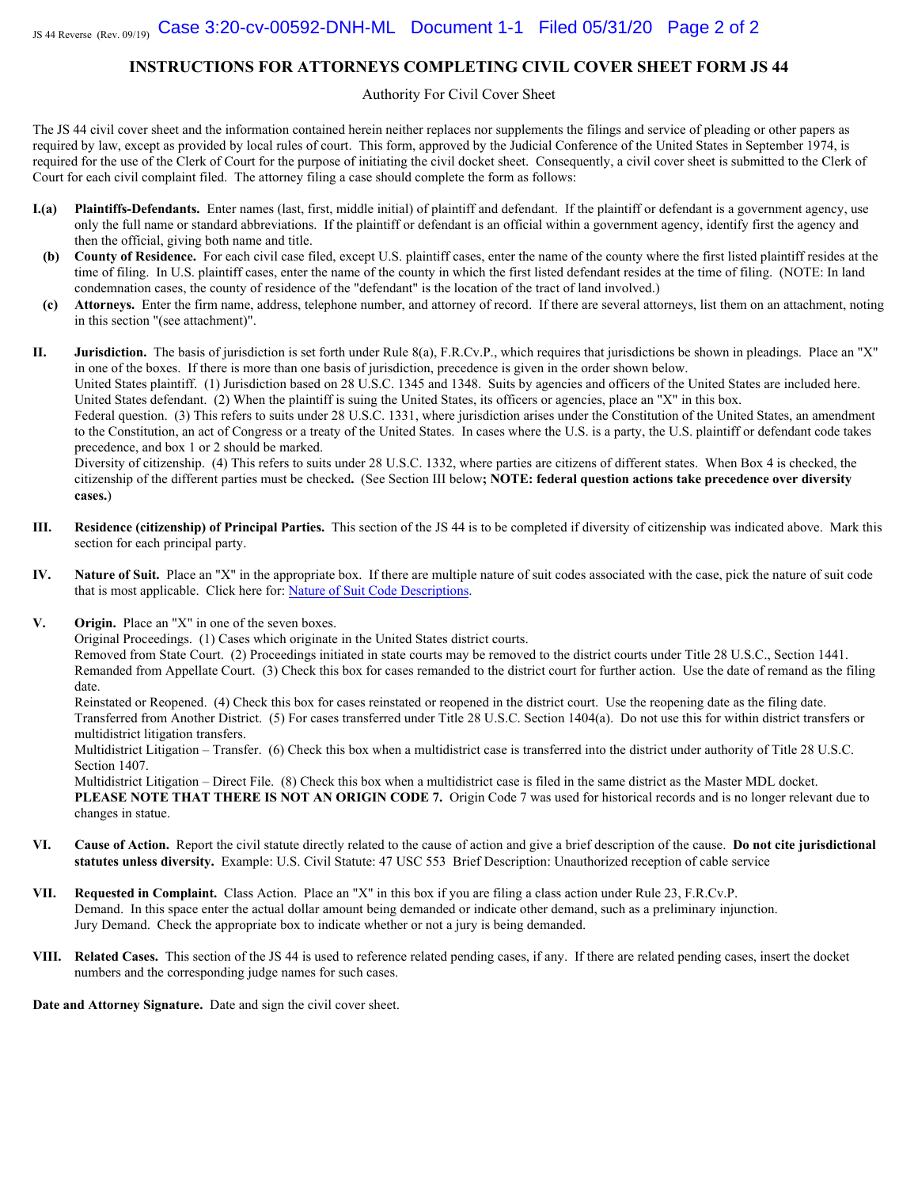# INSTRUCTIONS FOR ATTORNEYS COMPLETING CIVIL COVER SHEET FORM JS 44

Authority For Civil Cover Sheet

The JS 44 civil cover sheet and the information contained herein neither replaces nor supplements the filings and service of pleading or other papers as required by law, except as provided by local rules of court. This form, approved by the Judicial Conference of the United States in September 1974, is required for the use of the Clerk of Court for the purpose of initiating the civil docket sheet. Consequently, a civil cover sheet is submitted to the Clerk of Court for each civil complaint filed. The attorney filing a case should complete the form as follows:

**I.(a)** **Plaintiffs-Defendants.** Enter names (last, first, middle initial) of plaintiff and defendant. If the plaintiff or defendant is a government agency, use only the full name or standard abbreviations. If the plaintiff or defendant is an official within a government agency, identify first the agency and then the official, giving both name and title.

**(b)** **County of Residence.** For each civil case filed, except U.S. plaintiff cases, enter the name of the county where the first listed plaintiff resides at the time of filing. In U.S. plaintiff cases, enter the name of the county in which the first listed defendant resides at the time of filing. (NOTE: In land condemnation cases, the county of residence of the "defendant" is the location of the tract of land involved.)

**(c)** **Attorneys.** Enter the firm name, address, telephone number, and attorney of record. If there are several attorneys, list them on an attachment, noting in this section "(see attachment)".

**II.** **Jurisdiction.** The basis of jurisdiction is set forth under Rule 8(a), F.R.Cv.P., which requires that jurisdictions be shown in pleadings. Place an "X" in one of the boxes. If there is more than one basis of jurisdiction, precedence is given in the order shown below.
United States plaintiff. (1) Jurisdiction based on 28 U.S.C. 1345 and 1348. Suits by agencies and officers of the United States are included here.
United States defendant. (2) When the plaintiff is suing the United States, its officers or agencies, place an "X" in this box.
Federal question. (3) This refers to suits under 28 U.S.C. 1331, where jurisdiction arises under the Constitution of the United States, an amendment to the Constitution, an act of Congress or a treaty of the United States. In cases where the U.S. is a party, the U.S. plaintiff or defendant code takes precedence, and box 1 or 2 should be marked.
Diversity of citizenship. (4) This refers to suits under 28 U.S.C. 1332, where parties are citizens of different states. When Box 4 is checked, the citizenship of the different parties must be checked**.** (See Section III below**; NOTE: federal question actions take precedence over diversity cases.**)

**III.** **Residence (citizenship) of Principal Parties.** This section of the JS 44 is to be completed if diversity of citizenship was indicated above. Mark this section for each principal party.

**IV.** **Nature of Suit.** Place an "X" in the appropriate box. If there are multiple nature of suit codes associated with the case, pick the nature of suit code that is most applicable. Click here for: Nature of Suit Code Descriptions.

**V.** **Origin.** Place an "X" in one of the seven boxes.
Original Proceedings. (1) Cases which originate in the United States district courts.
Removed from State Court. (2) Proceedings initiated in state courts may be removed to the district courts under Title 28 U.S.C., Section 1441.
Remanded from Appellate Court. (3) Check this box for cases remanded to the district court for further action. Use the date of remand as the filing date.
Reinstated or Reopened. (4) Check this box for cases reinstated or reopened in the district court. Use the reopening date as the filing date.
Transferred from Another District. (5) For cases transferred under Title 28 U.S.C. Section 1404(a). Do not use this for within district transfers or multidistrict litigation transfers.
Multidistrict Litigation – Transfer. (6) Check this box when a multidistrict case is transferred into the district under authority of Title 28 U.S.C. Section 1407.
Multidistrict Litigation – Direct File. (8) Check this box when a multidistrict case is filed in the same district as the Master MDL docket.
**PLEASE NOTE THAT THERE IS NOT AN ORIGIN CODE 7.** Origin Code 7 was used for historical records and is no longer relevant due to changes in statue.

**VI.** **Cause of Action.** Report the civil statute directly related to the cause of action and give a brief description of the cause. **Do not cite jurisdictional statutes unless diversity.** Example: U.S. Civil Statute: 47 USC 553 Brief Description: Unauthorized reception of cable service

**VII.** **Requested in Complaint.** Class Action. Place an "X" in this box if you are filing a class action under Rule 23, F.R.Cv.P.
Demand. In this space enter the actual dollar amount being demanded or indicate other demand, such as a preliminary injunction.
Jury Demand. Check the appropriate box to indicate whether or not a jury is being demanded.

**VIII.** **Related Cases.** This section of the JS 44 is used to reference related pending cases, if any. If there are related pending cases, insert the docket numbers and the corresponding judge names for such cases.

**Date and Attorney Signature.** Date and sign the civil cover sheet.